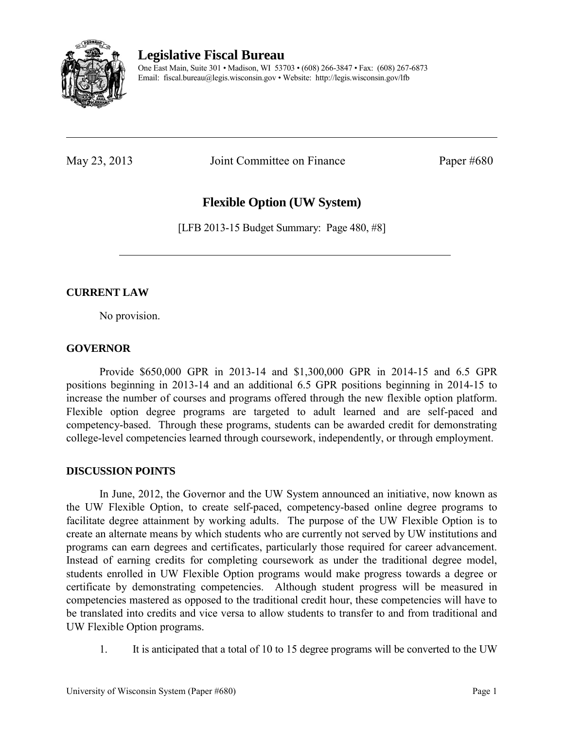# Legislative Fiscal Bureau

One East Main, Suite 301 • Madison, WI 53703 • (608) 266-3847 • Fax: (608) 267-6873
Email: fiscal.bureau@legis.wisconsin.gov • Website: http://legis.wisconsin.gov/lfb

---

May 23, 2013 Joint Committee on Finance Paper #680

## Flexible Option (UW System)

[LFB 2013-15 Budget Summary: Page 480, #8]

---

### CURRENT LAW

No provision.

### GOVERNOR

Provide $650,000 GPR in 2013-14 and $1,300,000 GPR in 2014-15 and 6.5 GPR positions beginning in 2013-14 and an additional 6.5 GPR positions beginning in 2014-15 to increase the number of courses and programs offered through the new flexible option platform. Flexible option degree programs are targeted to adult learned and are self-paced and competency-based. Through these programs, students can be awarded credit for demonstrating college-level competencies learned through coursework, independently, or through employment.

### DISCUSSION POINTS

In June, 2012, the Governor and the UW System announced an initiative, now known as the UW Flexible Option, to create self-paced, competency-based online degree programs to facilitate degree attainment by working adults. The purpose of the UW Flexible Option is to create an alternate means by which students who are currently not served by UW institutions and programs can earn degrees and certificates, particularly those required for career advancement. Instead of earning credits for completing coursework as under the traditional degree model, students enrolled in UW Flexible Option programs would make progress towards a degree or certificate by demonstrating competencies. Although student progress will be measured in competencies mastered as opposed to the traditional credit hour, these competencies will have to be translated into credits and vice versa to allow students to transfer to and from traditional and UW Flexible Option programs.

1. It is anticipated that a total of 10 to 15 degree programs will be converted to the UW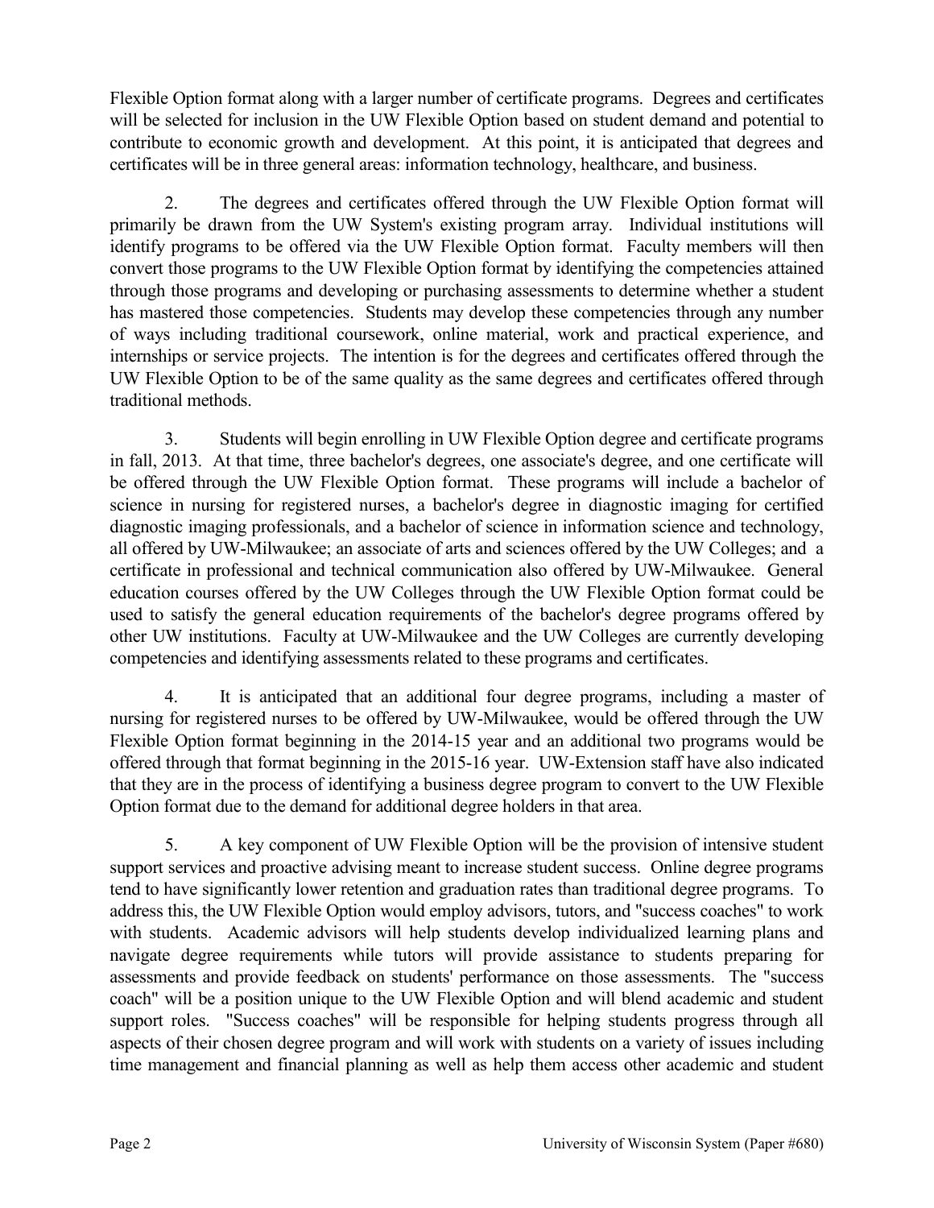Flexible Option format along with a larger number of certificate programs. Degrees and certificates will be selected for inclusion in the UW Flexible Option based on student demand and potential to contribute to economic growth and development. At this point, it is anticipated that degrees and certificates will be in three general areas: information technology, healthcare, and business.

2. The degrees and certificates offered through the UW Flexible Option format will primarily be drawn from the UW System's existing program array. Individual institutions will identify programs to be offered via the UW Flexible Option format. Faculty members will then convert those programs to the UW Flexible Option format by identifying the competencies attained through those programs and developing or purchasing assessments to determine whether a student has mastered those competencies. Students may develop these competencies through any number of ways including traditional coursework, online material, work and practical experience, and internships or service projects. The intention is for the degrees and certificates offered through the UW Flexible Option to be of the same quality as the same degrees and certificates offered through traditional methods.

3. Students will begin enrolling in UW Flexible Option degree and certificate programs in fall, 2013. At that time, three bachelor's degrees, one associate's degree, and one certificate will be offered through the UW Flexible Option format. These programs will include a bachelor of science in nursing for registered nurses, a bachelor's degree in diagnostic imaging for certified diagnostic imaging professionals, and a bachelor of science in information science and technology, all offered by UW-Milwaukee; an associate of arts and sciences offered by the UW Colleges; and a certificate in professional and technical communication also offered by UW-Milwaukee. General education courses offered by the UW Colleges through the UW Flexible Option format could be used to satisfy the general education requirements of the bachelor's degree programs offered by other UW institutions. Faculty at UW-Milwaukee and the UW Colleges are currently developing competencies and identifying assessments related to these programs and certificates.

4. It is anticipated that an additional four degree programs, including a master of nursing for registered nurses to be offered by UW-Milwaukee, would be offered through the UW Flexible Option format beginning in the 2014-15 year and an additional two programs would be offered through that format beginning in the 2015-16 year. UW-Extension staff have also indicated that they are in the process of identifying a business degree program to convert to the UW Flexible Option format due to the demand for additional degree holders in that area.

5. A key component of UW Flexible Option will be the provision of intensive student support services and proactive advising meant to increase student success. Online degree programs tend to have significantly lower retention and graduation rates than traditional degree programs. To address this, the UW Flexible Option would employ advisors, tutors, and "success coaches" to work with students. Academic advisors will help students develop individualized learning plans and navigate degree requirements while tutors will provide assistance to students preparing for assessments and provide feedback on students' performance on those assessments. The "success coach" will be a position unique to the UW Flexible Option and will blend academic and student support roles. "Success coaches" will be responsible for helping students progress through all aspects of their chosen degree program and will work with students on a variety of issues including time management and financial planning as well as help them access other academic and student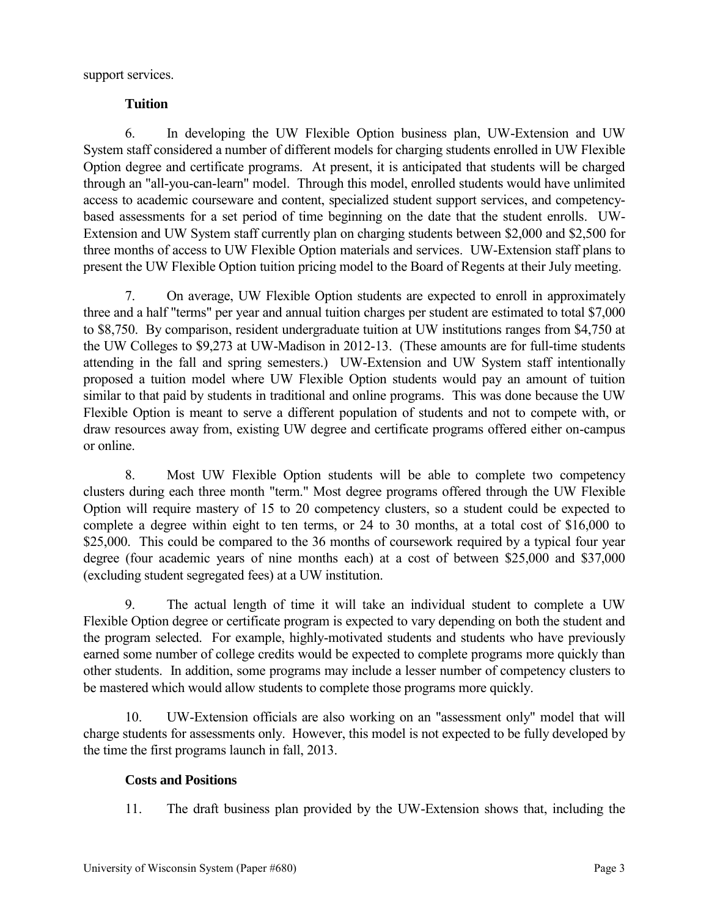support services.

**Tuition**

6. In developing the UW Flexible Option business plan, UW-Extension and UW System staff considered a number of different models for charging students enrolled in UW Flexible Option degree and certificate programs. At present, it is anticipated that students will be charged through an "all-you-can-learn" model. Through this model, enrolled students would have unlimited access to academic courseware and content, specialized student support services, and competency-based assessments for a set period of time beginning on the date that the student enrolls. UW-Extension and UW System staff currently plan on charging students between $2,000 and $2,500 for three months of access to UW Flexible Option materials and services. UW-Extension staff plans to present the UW Flexible Option tuition pricing model to the Board of Regents at their July meeting.

7. On average, UW Flexible Option students are expected to enroll in approximately three and a half "terms" per year and annual tuition charges per student are estimated to total $7,000 to $8,750. By comparison, resident undergraduate tuition at UW institutions ranges from $4,750 at the UW Colleges to $9,273 at UW-Madison in 2012-13. (These amounts are for full-time students attending in the fall and spring semesters.) UW-Extension and UW System staff intentionally proposed a tuition model where UW Flexible Option students would pay an amount of tuition similar to that paid by students in traditional and online programs. This was done because the UW Flexible Option is meant to serve a different population of students and not to compete with, or draw resources away from, existing UW degree and certificate programs offered either on-campus or online.

8. Most UW Flexible Option students will be able to complete two competency clusters during each three month "term." Most degree programs offered through the UW Flexible Option will require mastery of 15 to 20 competency clusters, so a student could be expected to complete a degree within eight to ten terms, or 24 to 30 months, at a total cost of $16,000 to $25,000. This could be compared to the 36 months of coursework required by a typical four year degree (four academic years of nine months each) at a cost of between $25,000 and $37,000 (excluding student segregated fees) at a UW institution.

9. The actual length of time it will take an individual student to complete a UW Flexible Option degree or certificate program is expected to vary depending on both the student and the program selected. For example, highly-motivated students and students who have previously earned some number of college credits would be expected to complete programs more quickly than other students. In addition, some programs may include a lesser number of competency clusters to be mastered which would allow students to complete those programs more quickly.

10. UW-Extension officials are also working on an "assessment only" model that will charge students for assessments only. However, this model is not expected to be fully developed by the time the first programs launch in fall, 2013.

**Costs and Positions**

11. The draft business plan provided by the UW-Extension shows that, including the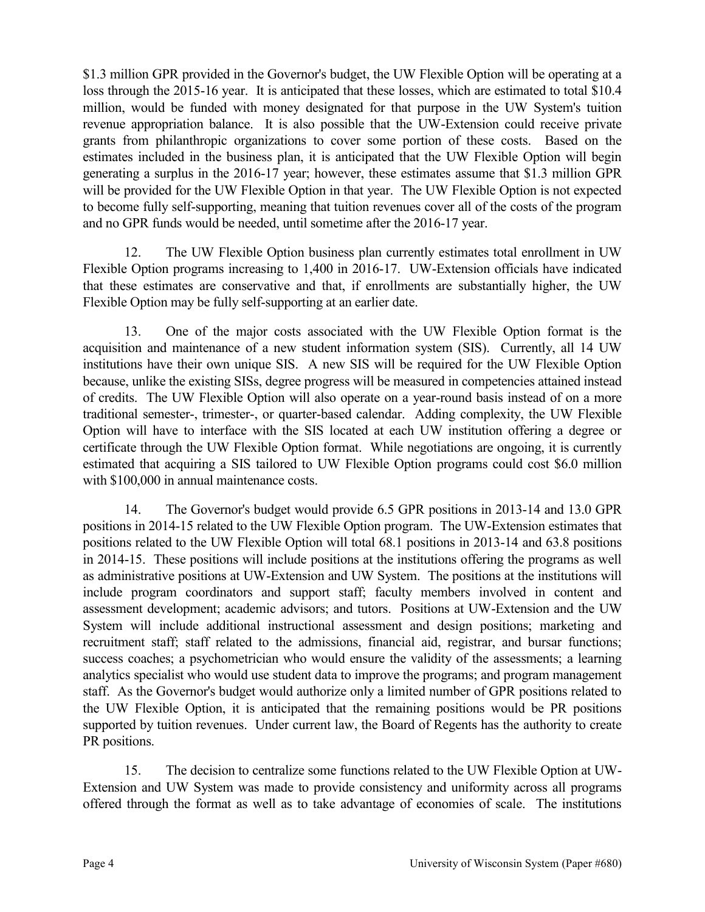$1.3 million GPR provided in the Governor's budget, the UW Flexible Option will be operating at a loss through the 2015-16 year. It is anticipated that these losses, which are estimated to total $10.4 million, would be funded with money designated for that purpose in the UW System's tuition revenue appropriation balance. It is also possible that the UW-Extension could receive private grants from philanthropic organizations to cover some portion of these costs. Based on the estimates included in the business plan, it is anticipated that the UW Flexible Option will begin generating a surplus in the 2016-17 year; however, these estimates assume that $1.3 million GPR will be provided for the UW Flexible Option in that year. The UW Flexible Option is not expected to become fully self-supporting, meaning that tuition revenues cover all of the costs of the program and no GPR funds would be needed, until sometime after the 2016-17 year.

12. The UW Flexible Option business plan currently estimates total enrollment in UW Flexible Option programs increasing to 1,400 in 2016-17. UW-Extension officials have indicated that these estimates are conservative and that, if enrollments are substantially higher, the UW Flexible Option may be fully self-supporting at an earlier date.

13. One of the major costs associated with the UW Flexible Option format is the acquisition and maintenance of a new student information system (SIS). Currently, all 14 UW institutions have their own unique SIS. A new SIS will be required for the UW Flexible Option because, unlike the existing SISs, degree progress will be measured in competencies attained instead of credits. The UW Flexible Option will also operate on a year-round basis instead of on a more traditional semester-, trimester-, or quarter-based calendar. Adding complexity, the UW Flexible Option will have to interface with the SIS located at each UW institution offering a degree or certificate through the UW Flexible Option format. While negotiations are ongoing, it is currently estimated that acquiring a SIS tailored to UW Flexible Option programs could cost $6.0 million with $100,000 in annual maintenance costs.

14. The Governor's budget would provide 6.5 GPR positions in 2013-14 and 13.0 GPR positions in 2014-15 related to the UW Flexible Option program. The UW-Extension estimates that positions related to the UW Flexible Option will total 68.1 positions in 2013-14 and 63.8 positions in 2014-15. These positions will include positions at the institutions offering the programs as well as administrative positions at UW-Extension and UW System. The positions at the institutions will include program coordinators and support staff; faculty members involved in content and assessment development; academic advisors; and tutors. Positions at UW-Extension and the UW System will include additional instructional assessment and design positions; marketing and recruitment staff; staff related to the admissions, financial aid, registrar, and bursar functions; success coaches; a psychometrician who would ensure the validity of the assessments; a learning analytics specialist who would use student data to improve the programs; and program management staff. As the Governor's budget would authorize only a limited number of GPR positions related to the UW Flexible Option, it is anticipated that the remaining positions would be PR positions supported by tuition revenues. Under current law, the Board of Regents has the authority to create PR positions.

15. The decision to centralize some functions related to the UW Flexible Option at UW-Extension and UW System was made to provide consistency and uniformity across all programs offered through the format as well as to take advantage of economies of scale. The institutions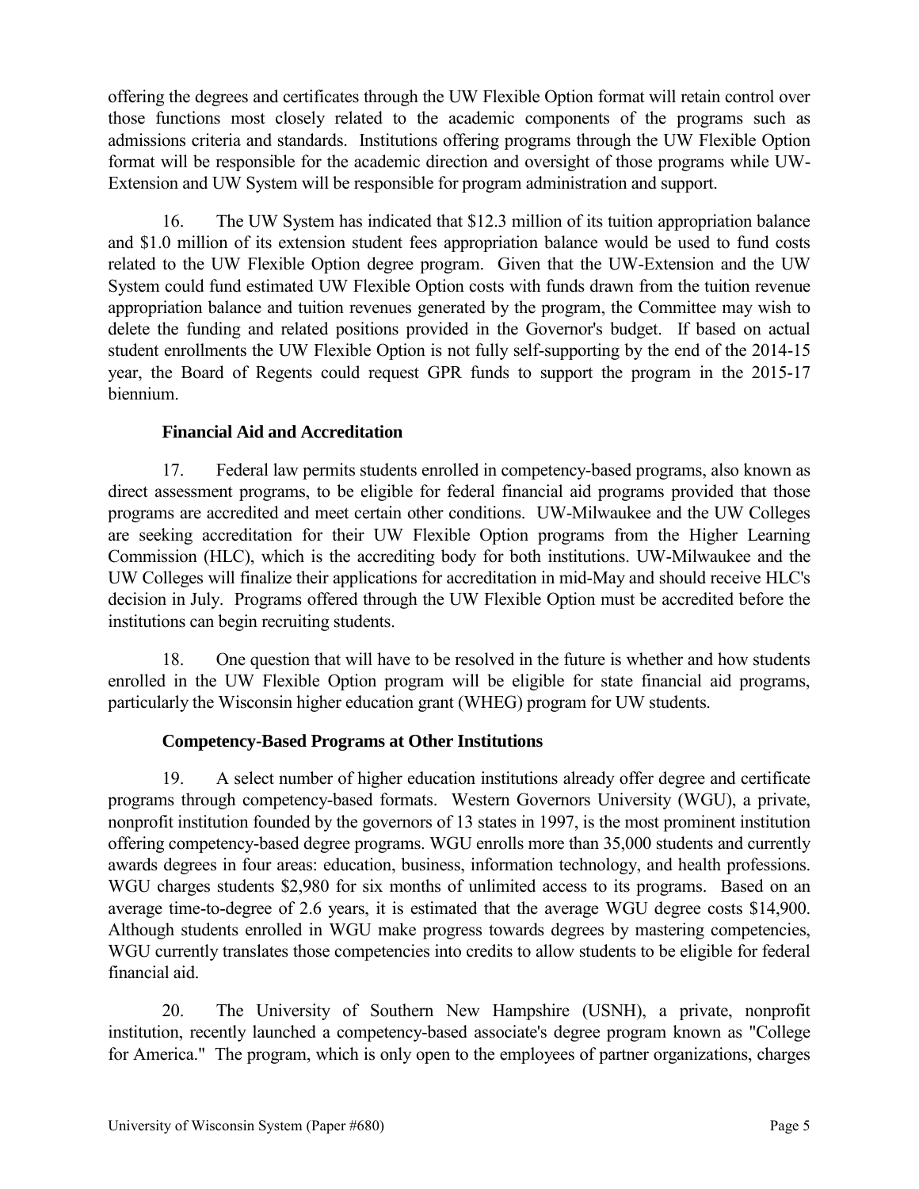offering the degrees and certificates through the UW Flexible Option format will retain control over those functions most closely related to the academic components of the programs such as admissions criteria and standards. Institutions offering programs through the UW Flexible Option format will be responsible for the academic direction and oversight of those programs while UW-Extension and UW System will be responsible for program administration and support.

16. The UW System has indicated that $12.3 million of its tuition appropriation balance and $1.0 million of its extension student fees appropriation balance would be used to fund costs related to the UW Flexible Option degree program. Given that the UW-Extension and the UW System could fund estimated UW Flexible Option costs with funds drawn from the tuition revenue appropriation balance and tuition revenues generated by the program, the Committee may wish to delete the funding and related positions provided in the Governor's budget. If based on actual student enrollments the UW Flexible Option is not fully self-supporting by the end of the 2014-15 year, the Board of Regents could request GPR funds to support the program in the 2015-17 biennium.

**Financial Aid and Accreditation**

17. Federal law permits students enrolled in competency-based programs, also known as direct assessment programs, to be eligible for federal financial aid programs provided that those programs are accredited and meet certain other conditions. UW-Milwaukee and the UW Colleges are seeking accreditation for their UW Flexible Option programs from the Higher Learning Commission (HLC), which is the accrediting body for both institutions. UW-Milwaukee and the UW Colleges will finalize their applications for accreditation in mid-May and should receive HLC's decision in July. Programs offered through the UW Flexible Option must be accredited before the institutions can begin recruiting students.

18. One question that will have to be resolved in the future is whether and how students enrolled in the UW Flexible Option program will be eligible for state financial aid programs, particularly the Wisconsin higher education grant (WHEG) program for UW students.

**Competency-Based Programs at Other Institutions**

19. A select number of higher education institutions already offer degree and certificate programs through competency-based formats. Western Governors University (WGU), a private, nonprofit institution founded by the governors of 13 states in 1997, is the most prominent institution offering competency-based degree programs. WGU enrolls more than 35,000 students and currently awards degrees in four areas: education, business, information technology, and health professions. WGU charges students $2,980 for six months of unlimited access to its programs. Based on an average time-to-degree of 2.6 years, it is estimated that the average WGU degree costs $14,900. Although students enrolled in WGU make progress towards degrees by mastering competencies, WGU currently translates those competencies into credits to allow students to be eligible for federal financial aid.

20. The University of Southern New Hampshire (USNH), a private, nonprofit institution, recently launched a competency-based associate's degree program known as "College for America." The program, which is only open to the employees of partner organizations, charges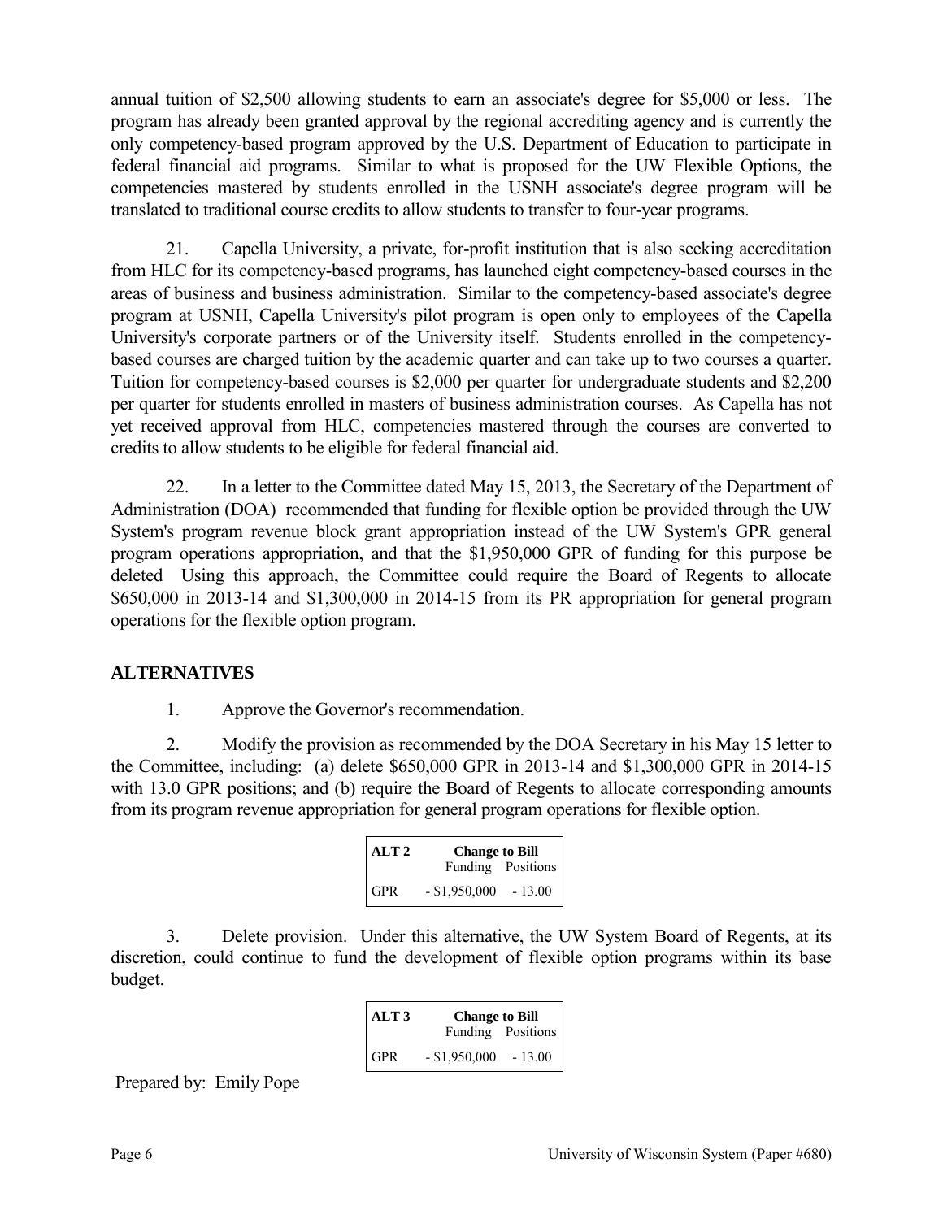annual tuition of $2,500 allowing students to earn an associate's degree for $5,000 or less. The program has already been granted approval by the regional accrediting agency and is currently the only competency-based program approved by the U.S. Department of Education to participate in federal financial aid programs. Similar to what is proposed for the UW Flexible Options, the competencies mastered by students enrolled in the USNH associate's degree program will be translated to traditional course credits to allow students to transfer to four-year programs.

21. Capella University, a private, for-profit institution that is also seeking accreditation from HLC for its competency-based programs, has launched eight competency-based courses in the areas of business and business administration. Similar to the competency-based associate's degree program at USNH, Capella University's pilot program is open only to employees of the Capella University's corporate partners or of the University itself. Students enrolled in the competency-based courses are charged tuition by the academic quarter and can take up to two courses a quarter. Tuition for competency-based courses is $2,000 per quarter for undergraduate students and $2,200 per quarter for students enrolled in masters of business administration courses. As Capella has not yet received approval from HLC, competencies mastered through the courses are converted to credits to allow students to be eligible for federal financial aid.

22. In a letter to the Committee dated May 15, 2013, the Secretary of the Department of Administration (DOA) recommended that funding for flexible option be provided through the UW System's program revenue block grant appropriation instead of the UW System's GPR general program operations appropriation, and that the $1,950,000 GPR of funding for this purpose be deleted Using this approach, the Committee could require the Board of Regents to allocate $650,000 in 2013-14 and $1,300,000 in 2014-15 from its PR appropriation for general program operations for the flexible option program.

## ALTERNATIVES

1. Approve the Governor's recommendation.

2. Modify the provision as recommended by the DOA Secretary in his May 15 letter to the Committee, including: (a) delete $650,000 GPR in 2013-14 and $1,300,000 GPR in 2014-15 with 13.0 GPR positions; and (b) require the Board of Regents to allocate corresponding amounts from its program revenue appropriation for general program operations for flexible option.

| ALT 2 | Change to Bill | |
|---|---|---|
| | Funding | Positions |
| GPR | - $1,950,000 | - 13.00 |

3. Delete provision. Under this alternative, the UW System Board of Regents, at its discretion, could continue to fund the development of flexible option programs within its base budget.

| ALT 3 | Change to Bill | |
|---|---|---|
| | Funding | Positions |
| GPR | - $1,950,000 | - 13.00 |

Prepared by: Emily Pope